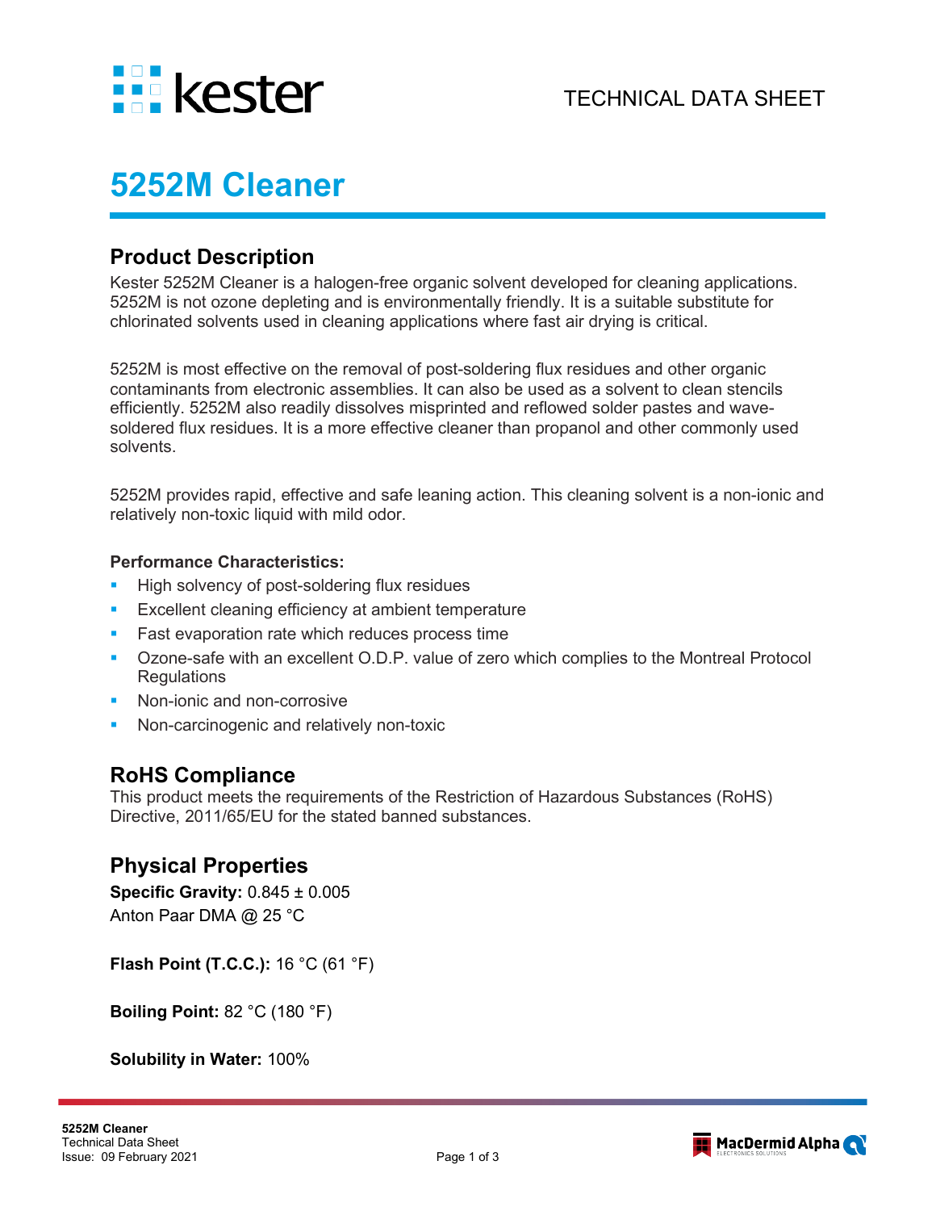kester

TECHNICAL DATA SHEET

# 5252M Cleaner

## Product Description

Kester 5252M Cleaner is a halogen-free organic solvent developed for cleaning applications. 5252M is not ozone depleting and is environmentally friendly. It is a suitable substitute for chlorinated solvents used in cleaning applications where fast air drying is critical.

5252M is most effective on the removal of post-soldering flux residues and other organic contaminants from electronic assemblies. It can also be used as a solvent to clean stencils efficiently. 5252M also readily dissolves misprinted and reflowed solder pastes and wave-soldered flux residues. It is a more effective cleaner than propanol and other commonly used solvents.

5252M provides rapid, effective and safe leaning action. This cleaning solvent is a non-ionic and relatively non-toxic liquid with mild odor.

### Performance Characteristics:

- High solvency of post-soldering flux residues
- Excellent cleaning efficiency at ambient temperature
- Fast evaporation rate which reduces process time
- Ozone-safe with an excellent O.D.P. value of zero which complies to the Montreal Protocol Regulations
- Non-ionic and non-corrosive
- Non-carcinogenic and relatively non-toxic

## RoHS Compliance

This product meets the requirements of the Restriction of Hazardous Substances (RoHS) Directive, 2011/65/EU for the stated banned substances.

## Physical Properties

**Specific Gravity:** 0.845 ± 0.005
Anton Paar DMA @ 25 °C

**Flash Point (T.C.C.):** 16 °C (61 °F)

**Boiling Point:** 82 °C (180 °F)

**Solubility in Water:** 100%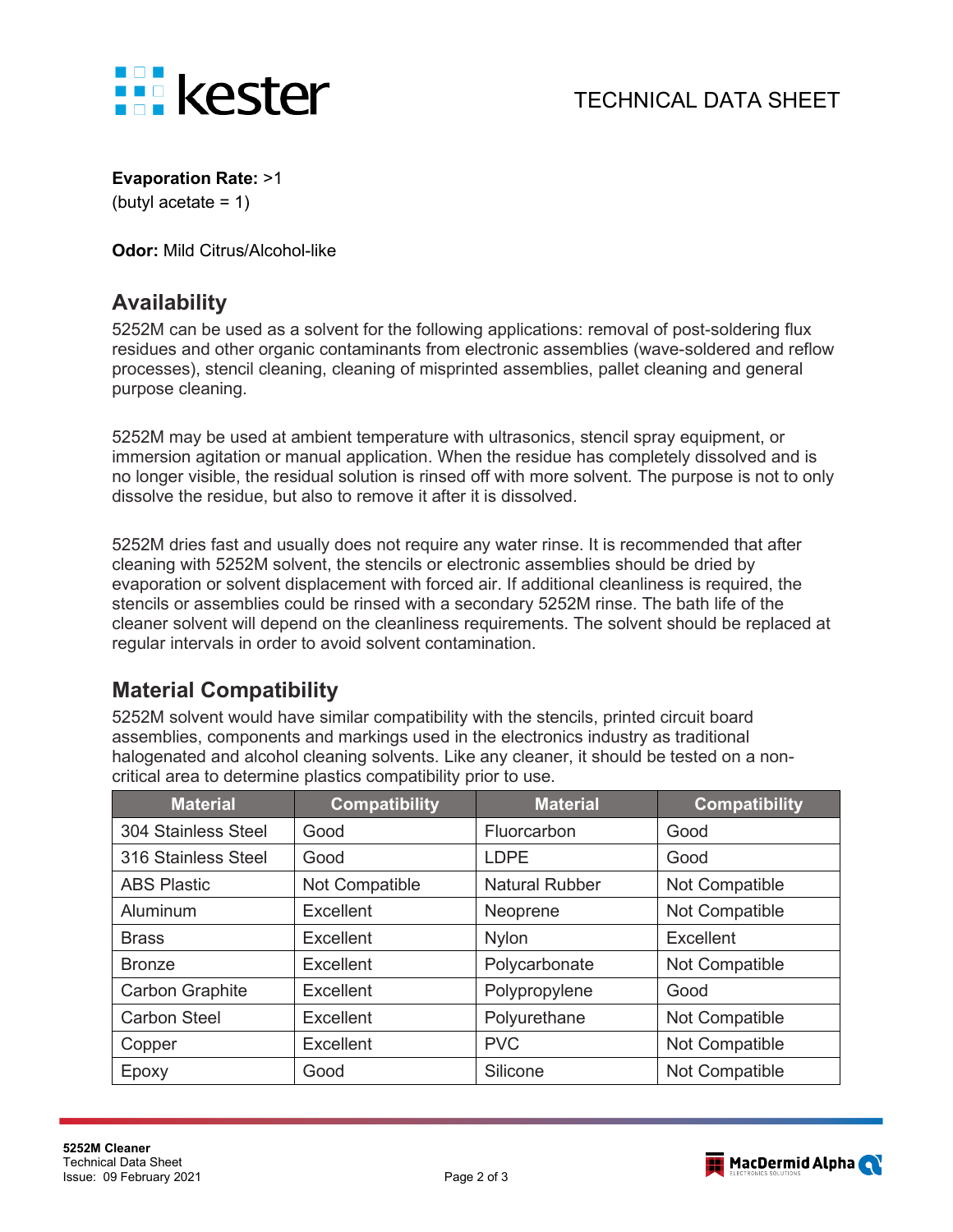**Evaporation Rate:** >1
(butyl acetate = 1)

**Odor:** Mild Citrus/Alcohol-like

## Availability

5252M can be used as a solvent for the following applications: removal of post-soldering flux residues and other organic contaminants from electronic assemblies (wave-soldered and reflow processes), stencil cleaning, cleaning of misprinted assemblies, pallet cleaning and general purpose cleaning.

5252M may be used at ambient temperature with ultrasonics, stencil spray equipment, or immersion agitation or manual application. When the residue has completely dissolved and is no longer visible, the residual solution is rinsed off with more solvent. The purpose is not to only dissolve the residue, but also to remove it after it is dissolved.

5252M dries fast and usually does not require any water rinse. It is recommended that after cleaning with 5252M solvent, the stencils or electronic assemblies should be dried by evaporation or solvent displacement with forced air. If additional cleanliness is required, the stencils or assemblies could be rinsed with a secondary 5252M rinse. The bath life of the cleaner solvent will depend on the cleanliness requirements. The solvent should be replaced at regular intervals in order to avoid solvent contamination.

## Material Compatibility

5252M solvent would have similar compatibility with the stencils, printed circuit board assemblies, components and markings used in the electronics industry as traditional halogenated and alcohol cleaning solvents. Like any cleaner, it should be tested on a non-critical area to determine plastics compatibility prior to use.

| Material | Compatibility | Material | Compatibility |
|---|---|---|---|
| 304 Stainless Steel | Good | Fluorcarbon | Good |
| 316 Stainless Steel | Good | LDPE | Good |
| ABS Plastic | Not Compatible | Natural Rubber | Not Compatible |
| Aluminum | Excellent | Neoprene | Not Compatible |
| Brass | Excellent | Nylon | Excellent |
| Bronze | Excellent | Polycarbonate | Not Compatible |
| Carbon Graphite | Excellent | Polypropylene | Good |
| Carbon Steel | Excellent | Polyurethane | Not Compatible |
| Copper | Excellent | PVC | Not Compatible |
| Epoxy | Good | Silicone | Not Compatible |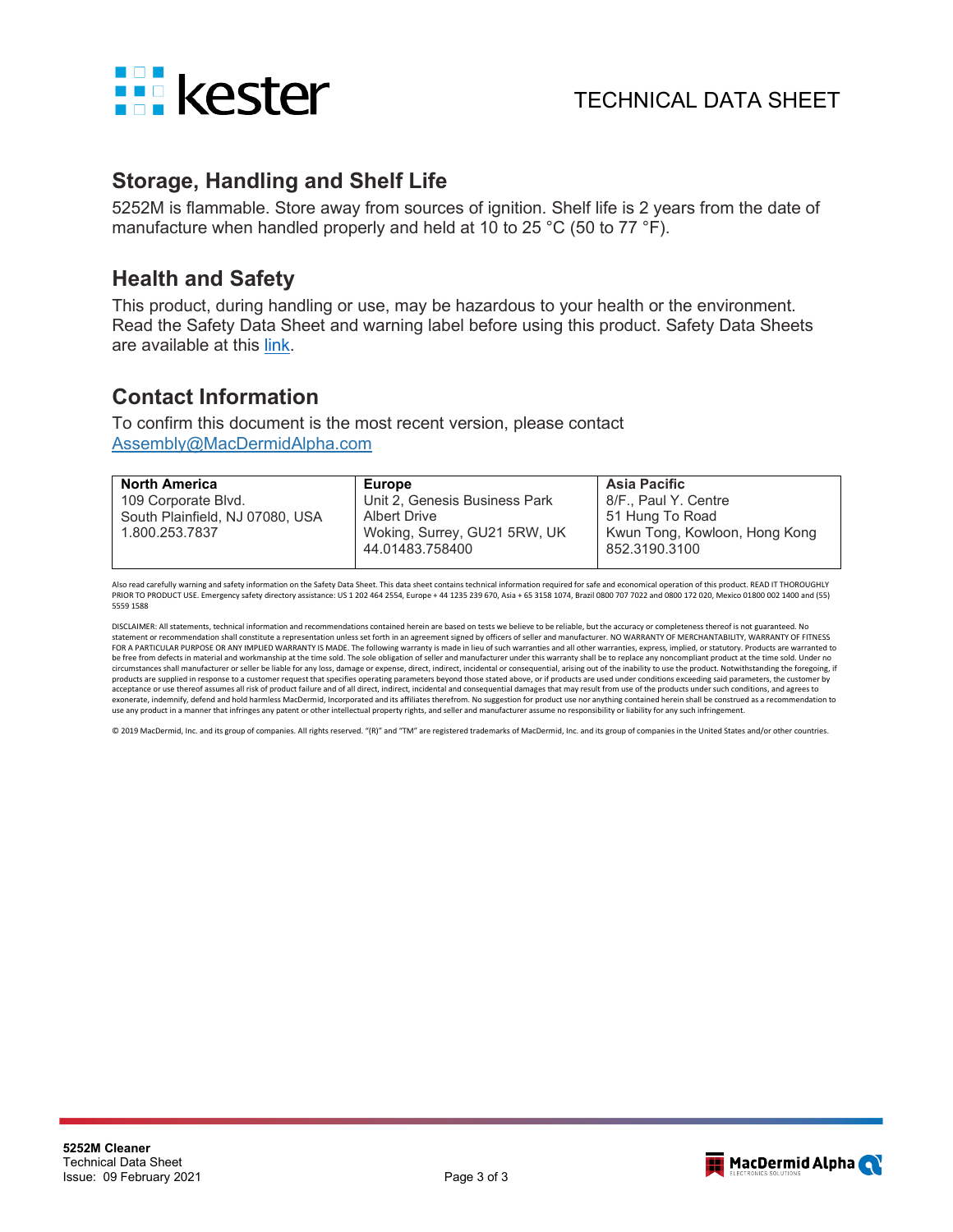## Storage, Handling and Shelf Life

5252M is flammable. Store away from sources of ignition. Shelf life is 2 years from the date of manufacture when handled properly and held at 10 to 25 °C (50 to 77 °F).

## Health and Safety

This product, during handling or use, may be hazardous to your health or the environment. Read the Safety Data Sheet and warning label before using this product. Safety Data Sheets are available at this link.

## Contact Information

To confirm this document is the most recent version, please contact Assembly@MacDermidAlpha.com

| North America | Europe | Asia Pacific |
|---|---|---|
| 109 Corporate Blvd.<br>South Plainfield, NJ 07080, USA<br>1.800.253.7837 | Unit 2, Genesis Business Park<br>Albert Drive<br>Woking, Surrey, GU21 5RW, UK<br>44.01483.758400 | 8/F., Paul Y. Centre<br>51 Hung To Road<br>Kwun Tong, Kowloon, Hong Kong<br>852.3190.3100 |

Also read carefully warning and safety information on the Safety Data Sheet. This data sheet contains technical information required for safe and economical operation of this product. READ IT THOROUGHLY PRIOR TO PRODUCT USE. Emergency safety directory assistance: US 1 202 464 2554, Europe + 44 1235 239 670, Asia + 65 3158 1074, Brazil 0800 707 7022 and 0800 172 020, Mexico 01800 002 1400 and (55) 5559 1588

DISCLAIMER: All statements, technical information and recommendations contained herein are based on tests we believe to be reliable, but the accuracy or completeness thereof is not guaranteed. No statement or recommendation shall constitute a representation unless set forth in an agreement signed by officers of seller and manufacturer. NO WARRANTY OF MERCHANTABILITY, WARRANTY OF FITNESS FOR A PARTICULAR PURPOSE OR ANY IMPLIED WARRANTY IS MADE. The following warranty is made in lieu of such warranties and all other warranties, express, implied, or statutory. Products are warranted to be free from defects in material and workmanship at the time sold. The sole obligation of seller and manufacturer under this warranty shall be to replace any noncompliant product at the time sold. Under no circumstances shall manufacturer or seller be liable for any loss, damage or expense, direct, indirect, incidental or consequential, arising out of the inability to use the product. Notwithstanding the foregoing, if products are supplied in response to a customer request that specifies operating parameters beyond those stated above, or if products are used under conditions exceeding said parameters, the customer by acceptance or use thereof assumes all risk of product failure and of all direct, indirect, incidental and consequential damages that may result from use of the products under such conditions, and agrees to exonerate, indemnify, defend and hold harmless MacDermid, Incorporated and its affiliates therefrom. No suggestion for product use nor anything contained herein shall be construed as a recommendation to use any product in a manner that infringes any patent or other intellectual property rights, and seller and manufacturer assume no responsibility or liability for any such infringement.

© 2019 MacDermid, Inc. and its group of companies. All rights reserved. "(R)" and "TM" are registered trademarks of MacDermid, Inc. and its group of companies in the United States and/or other countries.